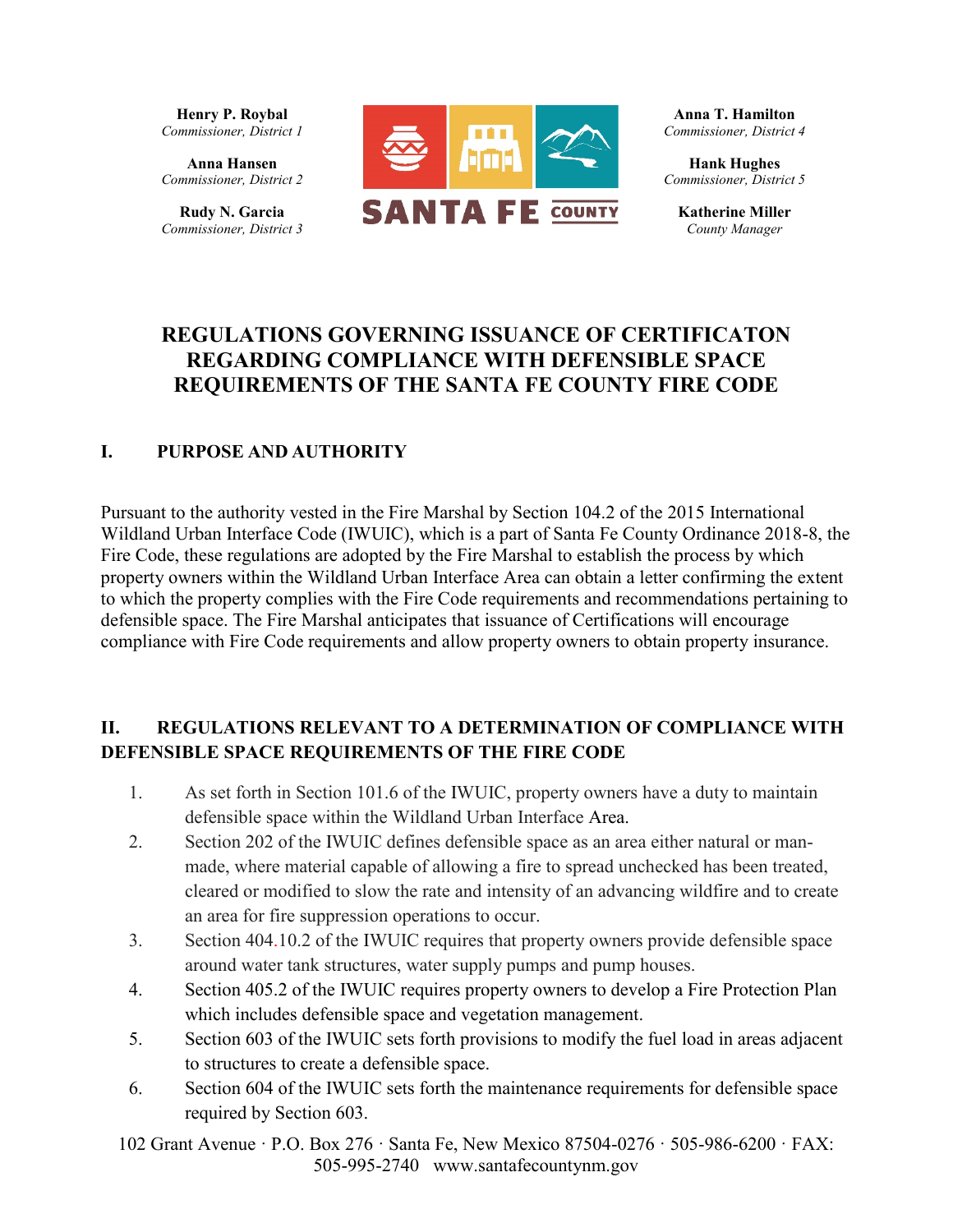**Henry P. Roybal**
*Commissioner, District 1*

**Anna Hansen**
*Commissioner, District 2*

**Rudy N. Garcia**
*Commissioner, District 3*

**Anna T. Hamilton**
*Commissioner, District 4*

**Hank Hughes**
*Commissioner, District 5*

**Katherine Miller**
*County Manager*

# REGULATIONS GOVERNING ISSUANCE OF CERTIFICATON REGARDING COMPLIANCE WITH DEFENSIBLE SPACE REQUIREMENTS OF THE SANTA FE COUNTY FIRE CODE

## I. PURPOSE AND AUTHORITY

Pursuant to the authority vested in the Fire Marshal by Section 104.2 of the 2015 International Wildland Urban Interface Code (IWUIC), which is a part of Santa Fe County Ordinance 2018-8, the Fire Code, these regulations are adopted by the Fire Marshal to establish the process by which property owners within the Wildland Urban Interface Area can obtain a letter confirming the extent to which the property complies with the Fire Code requirements and recommendations pertaining to defensible space. The Fire Marshal anticipates that issuance of Certifications will encourage compliance with Fire Code requirements and allow property owners to obtain property insurance.

## II. REGULATIONS RELEVANT TO A DETERMINATION OF COMPLIANCE WITH DEFENSIBLE SPACE REQUIREMENTS OF THE FIRE CODE

1. As set forth in Section 101.6 of the IWUIC, property owners have a duty to maintain defensible space within the Wildland Urban Interface Area.
2. Section 202 of the IWUIC defines defensible space as an area either natural or man-made, where material capable of allowing a fire to spread unchecked has been treated, cleared or modified to slow the rate and intensity of an advancing wildfire and to create an area for fire suppression operations to occur.
3. Section 404.10.2 of the IWUIC requires that property owners provide defensible space around water tank structures, water supply pumps and pump houses.
4. Section 405.2 of the IWUIC requires property owners to develop a Fire Protection Plan which includes defensible space and vegetation management.
5. Section 603 of the IWUIC sets forth provisions to modify the fuel load in areas adjacent to structures to create a defensible space.
6. Section 604 of the IWUIC sets forth the maintenance requirements for defensible space required by Section 603.

102 Grant Avenue · P.O. Box 276 · Santa Fe, New Mexico 87504-0276 · 505-986-6200 · FAX: 505-995-2740 www.santafecountynm.gov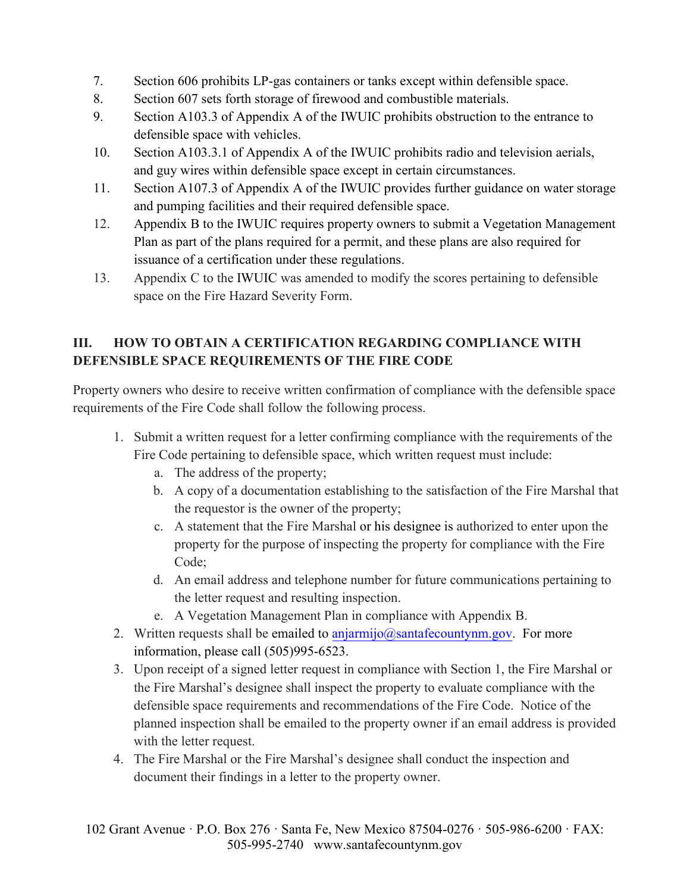7. Section 606 prohibits LP-gas containers or tanks except within defensible space.
8. Section 607 sets forth storage of firewood and combustible materials.
9. Section A103.3 of Appendix A of the IWUIC prohibits obstruction to the entrance to defensible space with vehicles.
10. Section A103.3.1 of Appendix A of the IWUIC prohibits radio and television aerials, and guy wires within defensible space except in certain circumstances.
11. Section A107.3 of Appendix A of the IWUIC provides further guidance on water storage and pumping facilities and their required defensible space.
12. Appendix B to the IWUIC requires property owners to submit a Vegetation Management Plan as part of the plans required for a permit, and these plans are also required for issuance of a certification under these regulations.
13. Appendix C to the IWUIC was amended to modify the scores pertaining to defensible space on the Fire Hazard Severity Form.

## III. HOW TO OBTAIN A CERTIFICATION REGARDING COMPLIANCE WITH DEFENSIBLE SPACE REQUIREMENTS OF THE FIRE CODE

Property owners who desire to receive written confirmation of compliance with the defensible space requirements of the Fire Code shall follow the following process.

1. Submit a written request for a letter confirming compliance with the requirements of the Fire Code pertaining to defensible space, which written request must include:
   a. The address of the property;
   b. A copy of a documentation establishing to the satisfaction of the Fire Marshal that the requestor is the owner of the property;
   c. A statement that the Fire Marshal or his designee is authorized to enter upon the property for the purpose of inspecting the property for compliance with the Fire Code;
   d. An email address and telephone number for future communications pertaining to the letter request and resulting inspection.
   e. A Vegetation Management Plan in compliance with Appendix B.
2. Written requests shall be emailed to anjarmijo@santafecountynm.gov. For more information, please call (505)995-6523.
3. Upon receipt of a signed letter request in compliance with Section 1, the Fire Marshal or the Fire Marshal's designee shall inspect the property to evaluate compliance with the defensible space requirements and recommendations of the Fire Code. Notice of the planned inspection shall be emailed to the property owner if an email address is provided with the letter request.
4. The Fire Marshal or the Fire Marshal's designee shall conduct the inspection and document their findings in a letter to the property owner.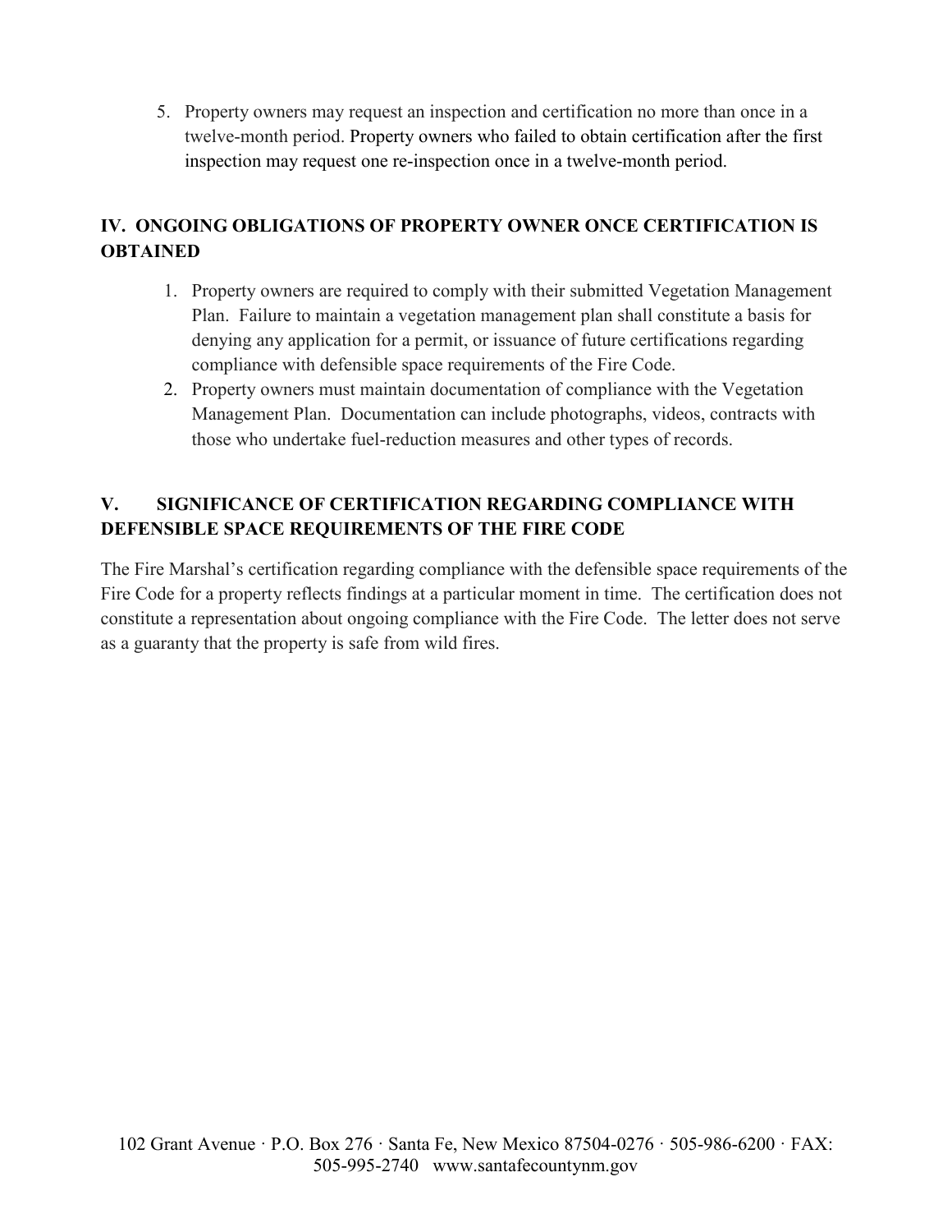5. Property owners may request an inspection and certification no more than once in a twelve-month period. Property owners who failed to obtain certification after the first inspection may request one re-inspection once in a twelve-month period.

## IV. ONGOING OBLIGATIONS OF PROPERTY OWNER ONCE CERTIFICATION IS OBTAINED

1. Property owners are required to comply with their submitted Vegetation Management Plan. Failure to maintain a vegetation management plan shall constitute a basis for denying any application for a permit, or issuance of future certifications regarding compliance with defensible space requirements of the Fire Code.
2. Property owners must maintain documentation of compliance with the Vegetation Management Plan. Documentation can include photographs, videos, contracts with those who undertake fuel-reduction measures and other types of records.

## V. SIGNIFICANCE OF CERTIFICATION REGARDING COMPLIANCE WITH DEFENSIBLE SPACE REQUIREMENTS OF THE FIRE CODE

The Fire Marshal's certification regarding compliance with the defensible space requirements of the Fire Code for a property reflects findings at a particular moment in time. The certification does not constitute a representation about ongoing compliance with the Fire Code. The letter does not serve as a guaranty that the property is safe from wild fires.